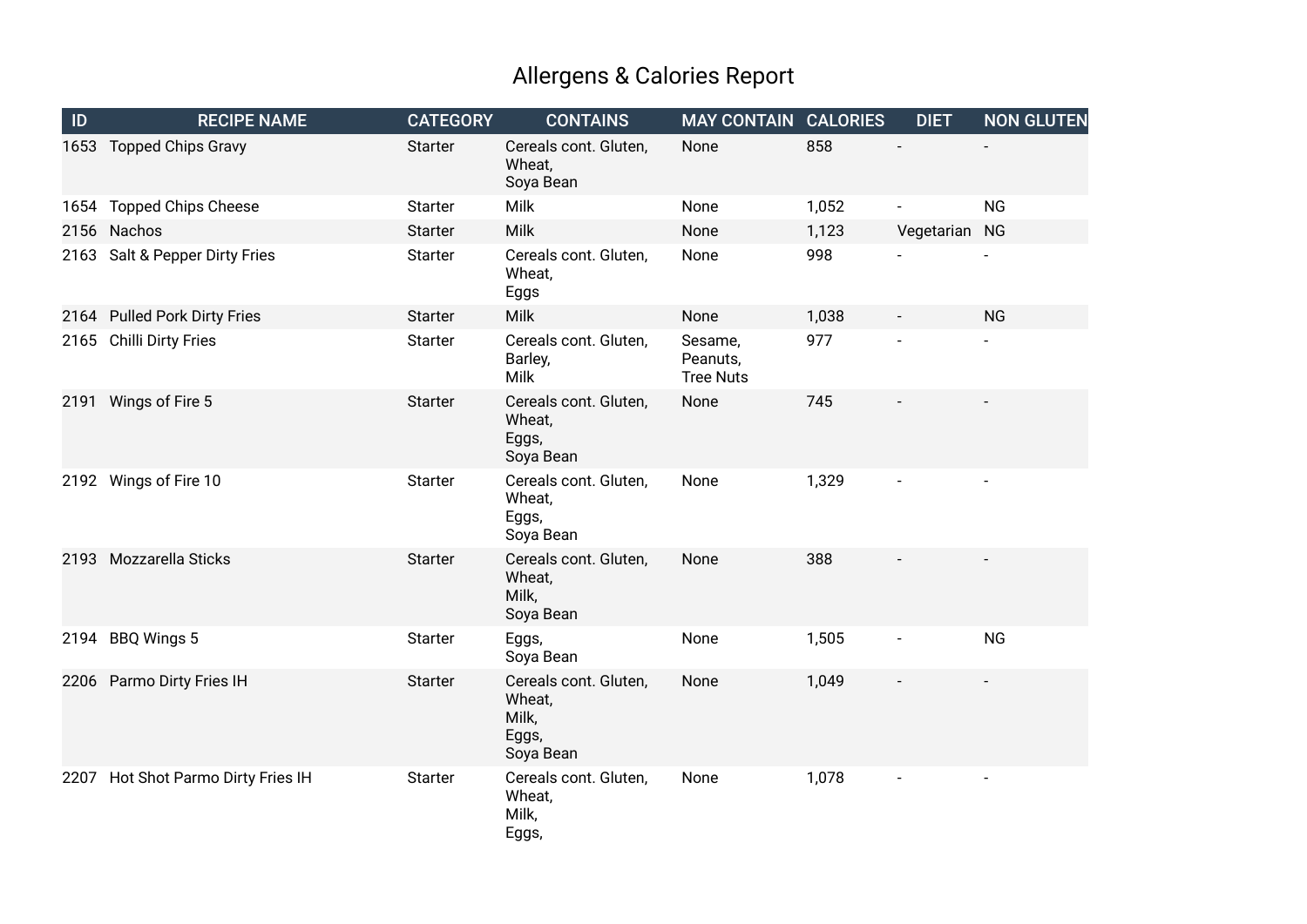# Allergens & Calories Report

| ID | RECIPE NAME | CATEGORY | CONTAINS | MAY CONTAIN | CALORIES | DIET | NON GLUTEN |
|---|---|---|---|---|---|---|---|
| 1653 | Topped Chips Gravy | Starter | Cereals cont. Gluten, Wheat, Soya Bean | None | 858 | - | - |
| 1654 | Topped Chips Cheese | Starter | Milk | None | 1,052 | - | NG |
| 2156 | Nachos | Starter | Milk | None | 1,123 | Vegetarian | NG |
| 2163 | Salt & Pepper Dirty Fries | Starter | Cereals cont. Gluten, Wheat, Eggs | None | 998 | - | - |
| 2164 | Pulled Pork Dirty Fries | Starter | Milk | None | 1,038 | - | NG |
| 2165 | Chilli Dirty Fries | Starter | Cereals cont. Gluten, Barley, Milk | Sesame, Peanuts, Tree Nuts | 977 | - | - |
| 2191 | Wings of Fire 5 | Starter | Cereals cont. Gluten, Wheat, Eggs, Soya Bean | None | 745 | - | - |
| 2192 | Wings of Fire 10 | Starter | Cereals cont. Gluten, Wheat, Eggs, Soya Bean | None | 1,329 | - | - |
| 2193 | Mozzarella Sticks | Starter | Cereals cont. Gluten, Wheat, Milk, Soya Bean | None | 388 | - | - |
| 2194 | BBQ Wings 5 | Starter | Eggs, Soya Bean | None | 1,505 | - | NG |
| 2206 | Parmo Dirty Fries IH | Starter | Cereals cont. Gluten, Wheat, Milk, Eggs, Soya Bean | None | 1,049 | - | - |
| 2207 | Hot Shot Parmo Dirty Fries IH | Starter | Cereals cont. Gluten, Wheat, Milk, Eggs, | None | 1,078 | - | - |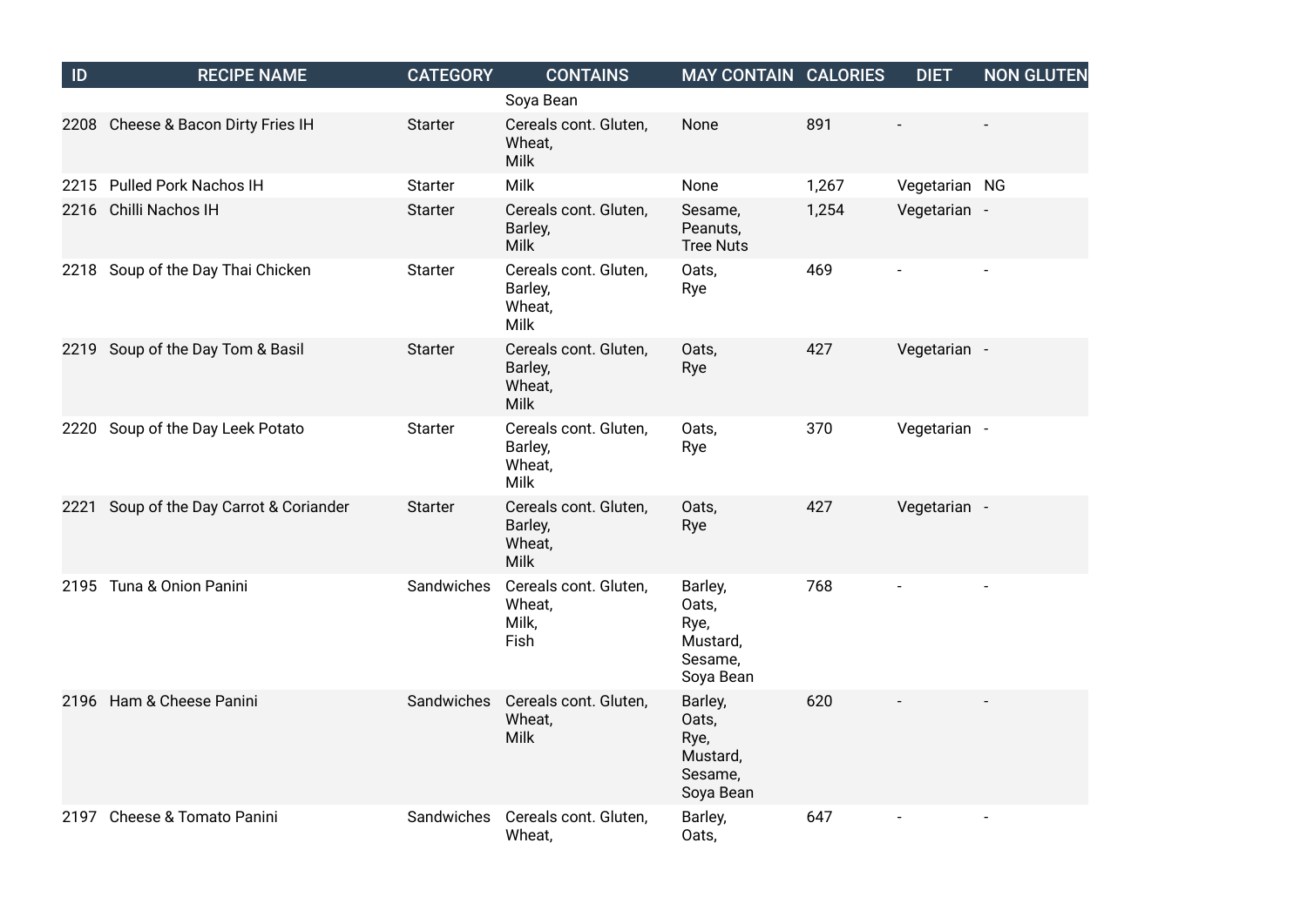| ID | RECIPE NAME | CATEGORY | CONTAINS | MAY CONTAIN | CALORIES | DIET | NON GLUTEN |
| --- | --- | --- | --- | --- | --- | --- | --- |
| | | | Soya Bean | | | | |
| 2208 | Cheese & Bacon Dirty Fries IH | Starter | Cereals cont. Gluten, Wheat, Milk | None | 891 | - | - |
| 2215 | Pulled Pork Nachos IH | Starter | Milk | None | 1,267 | Vegetarian | NG |
| 2216 | Chilli Nachos IH | Starter | Cereals cont. Gluten, Barley, Milk | Sesame, Peanuts, Tree Nuts | 1,254 | Vegetarian | - |
| 2218 | Soup of the Day Thai Chicken | Starter | Cereals cont. Gluten, Barley, Wheat, Milk | Oats, Rye | 469 | - | - |
| 2219 | Soup of the Day Tom & Basil | Starter | Cereals cont. Gluten, Barley, Wheat, Milk | Oats, Rye | 427 | Vegetarian | - |
| 2220 | Soup of the Day Leek Potato | Starter | Cereals cont. Gluten, Barley, Wheat, Milk | Oats, Rye | 370 | Vegetarian | - |
| 2221 | Soup of the Day Carrot & Coriander | Starter | Cereals cont. Gluten, Barley, Wheat, Milk | Oats, Rye | 427 | Vegetarian | - |
| 2195 | Tuna & Onion Panini | Sandwiches | Cereals cont. Gluten, Wheat, Milk, Fish | Barley, Oats, Rye, Mustard, Sesame, Soya Bean | 768 | - | - |
| 2196 | Ham & Cheese Panini | Sandwiches | Cereals cont. Gluten, Wheat, Milk | Barley, Oats, Rye, Mustard, Sesame, Soya Bean | 620 | - | - |
| 2197 | Cheese & Tomato Panini | Sandwiches | Cereals cont. Gluten, Wheat, | Barley, Oats, | 647 | - | - |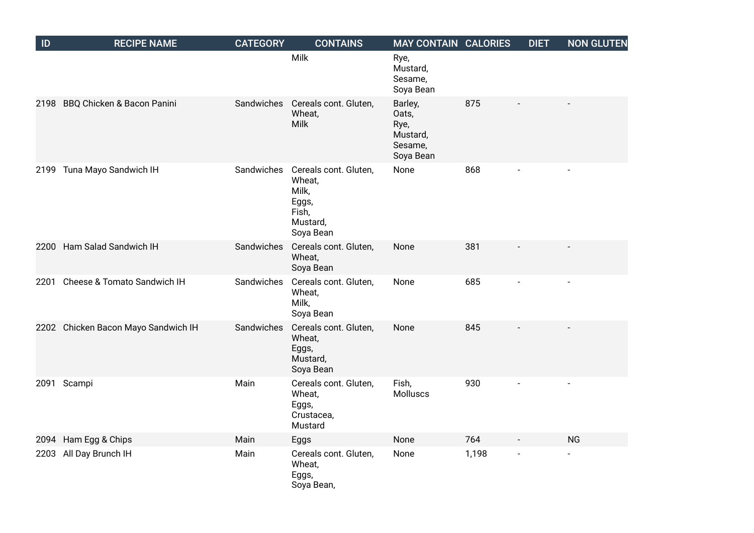| ID | RECIPE NAME | CATEGORY | CONTAINS | MAY CONTAIN | CALORIES | DIET | NON GLUTEN |
|---|---|---|---|---|---|---|---|
| | | | Milk | Rye, Mustard, Sesame, Soya Bean | | | |
| 2198 | BBQ Chicken & Bacon Panini | Sandwiches | Cereals cont. Gluten, Wheat, Milk | Barley, Oats, Rye, Mustard, Sesame, Soya Bean | 875 | - | - |
| 2199 | Tuna Mayo Sandwich IH | Sandwiches | Cereals cont. Gluten, Wheat, Milk, Eggs, Fish, Mustard, Soya Bean | None | 868 | - | - |
| 2200 | Ham Salad Sandwich IH | Sandwiches | Cereals cont. Gluten, Wheat, Soya Bean | None | 381 | - | - |
| 2201 | Cheese & Tomato Sandwich IH | Sandwiches | Cereals cont. Gluten, Wheat, Milk, Soya Bean | None | 685 | - | - |
| 2202 | Chicken Bacon Mayo Sandwich IH | Sandwiches | Cereals cont. Gluten, Wheat, Eggs, Mustard, Soya Bean | None | 845 | - | - |
| 2091 | Scampi | Main | Cereals cont. Gluten, Wheat, Eggs, Crustacea, Mustard | Fish, Molluscs | 930 | - | - |
| 2094 | Ham Egg & Chips | Main | Eggs | None | 764 | - | NG |
| 2203 | All Day Brunch IH | Main | Cereals cont. Gluten, Wheat, Eggs, Soya Bean, | None | 1,198 | - | - |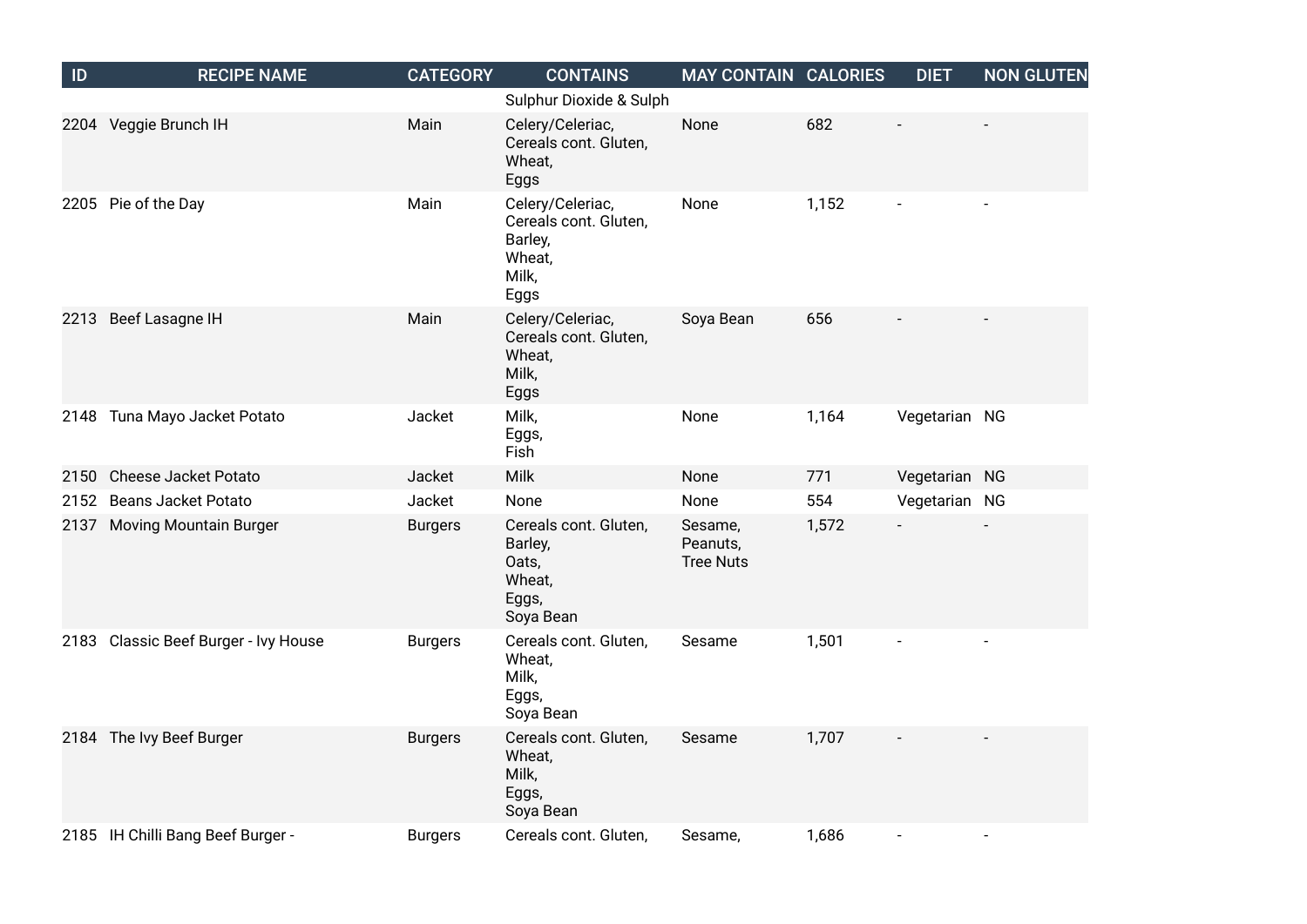| ID | RECIPE NAME | CATEGORY | CONTAINS | MAY CONTAIN | CALORIES | DIET | NON GLUTEN |
|---|---|---|---|---|---|---|---|
| | | | Sulphur Dioxide & Sulph | | | | |
| 2204 | Veggie Brunch IH | Main | Celery/Celeriac, Cereals cont. Gluten, Wheat, Eggs | None | 682 | - | - |
| 2205 | Pie of the Day | Main | Celery/Celeriac, Cereals cont. Gluten, Barley, Wheat, Milk, Eggs | None | 1,152 | - | - |
| 2213 | Beef Lasagne IH | Main | Celery/Celeriac, Cereals cont. Gluten, Wheat, Milk, Eggs | Soya Bean | 656 | - | - |
| 2148 | Tuna Mayo Jacket Potato | Jacket | Milk, Eggs, Fish | None | 1,164 | Vegetarian | NG |
| 2150 | Cheese Jacket Potato | Jacket | Milk | None | 771 | Vegetarian | NG |
| 2152 | Beans Jacket Potato | Jacket | None | None | 554 | Vegetarian | NG |
| 2137 | Moving Mountain Burger | Burgers | Cereals cont. Gluten, Barley, Oats, Wheat, Eggs, Soya Bean | Sesame, Peanuts, Tree Nuts | 1,572 | - | - |
| 2183 | Classic Beef Burger - Ivy House | Burgers | Cereals cont. Gluten, Wheat, Milk, Eggs, Soya Bean | Sesame | 1,501 | - | - |
| 2184 | The Ivy Beef Burger | Burgers | Cereals cont. Gluten, Wheat, Milk, Eggs, Soya Bean | Sesame | 1,707 | - | - |
| 2185 | IH Chilli Bang Beef Burger - | Burgers | Cereals cont. Gluten, | Sesame, | 1,686 | - | - |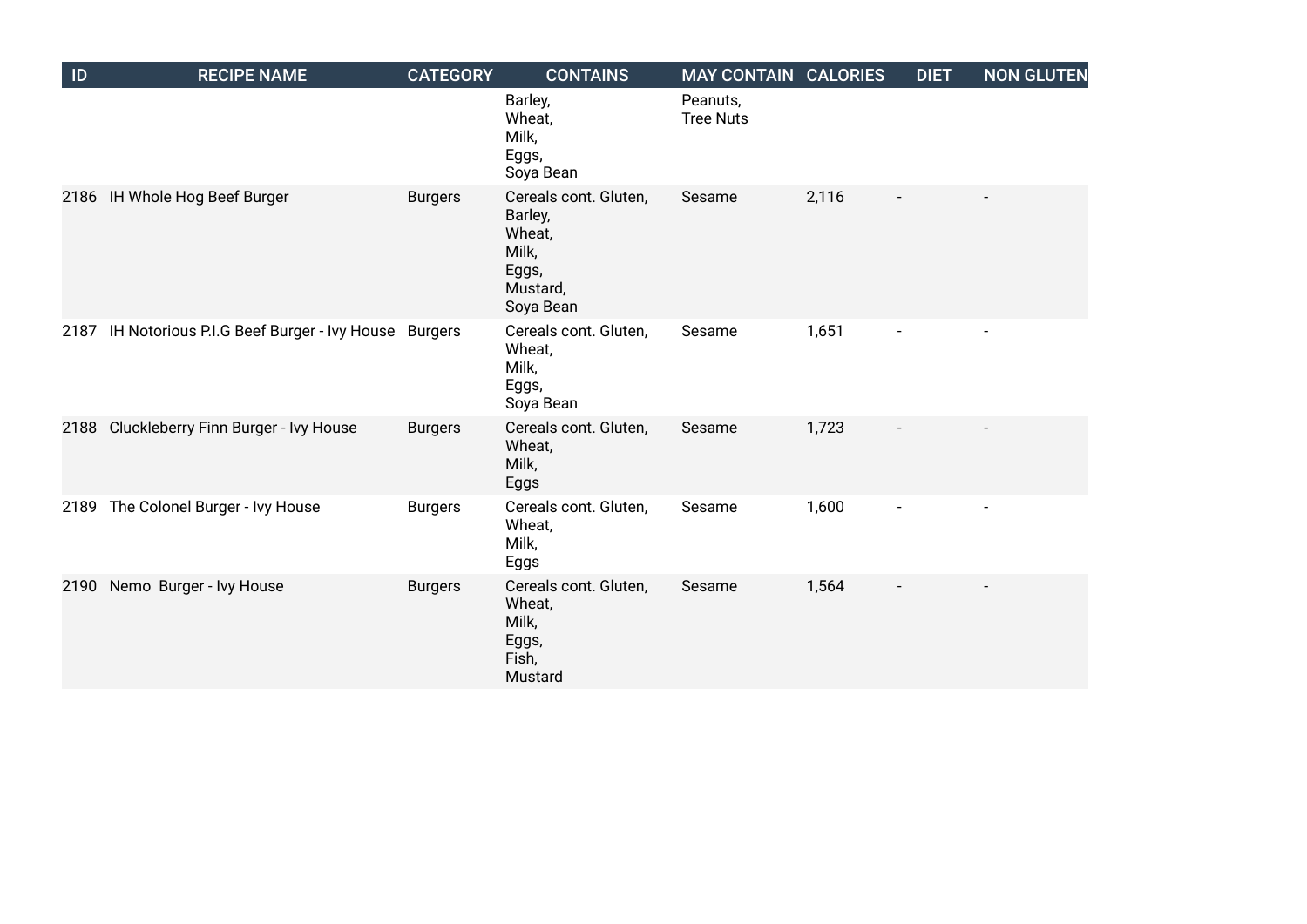| ID | RECIPE NAME | CATEGORY | CONTAINS | MAY CONTAIN | CALORIES | DIET | NON GLUTEN |
|---|---|---|---|---|---|---|---|
| | | | Barley, Wheat, Milk, Eggs, Soya Bean | Peanuts, Tree Nuts | | | |
| 2186 | IH Whole Hog Beef Burger | Burgers | Cereals cont. Gluten, Barley, Wheat, Milk, Eggs, Mustard, Soya Bean | Sesame | 2,116 | - | - |
| 2187 | IH Notorious P.I.G Beef Burger - Ivy House | Burgers | Cereals cont. Gluten, Wheat, Milk, Eggs, Soya Bean | Sesame | 1,651 | - | - |
| 2188 | Cluckleberry Finn Burger - Ivy House | Burgers | Cereals cont. Gluten, Wheat, Milk, Eggs | Sesame | 1,723 | - | - |
| 2189 | The Colonel Burger - Ivy House | Burgers | Cereals cont. Gluten, Wheat, Milk, Eggs | Sesame | 1,600 | - | - |
| 2190 | Nemo  Burger - Ivy House | Burgers | Cereals cont. Gluten, Wheat, Milk, Eggs, Fish, Mustard | Sesame | 1,564 | - | - |